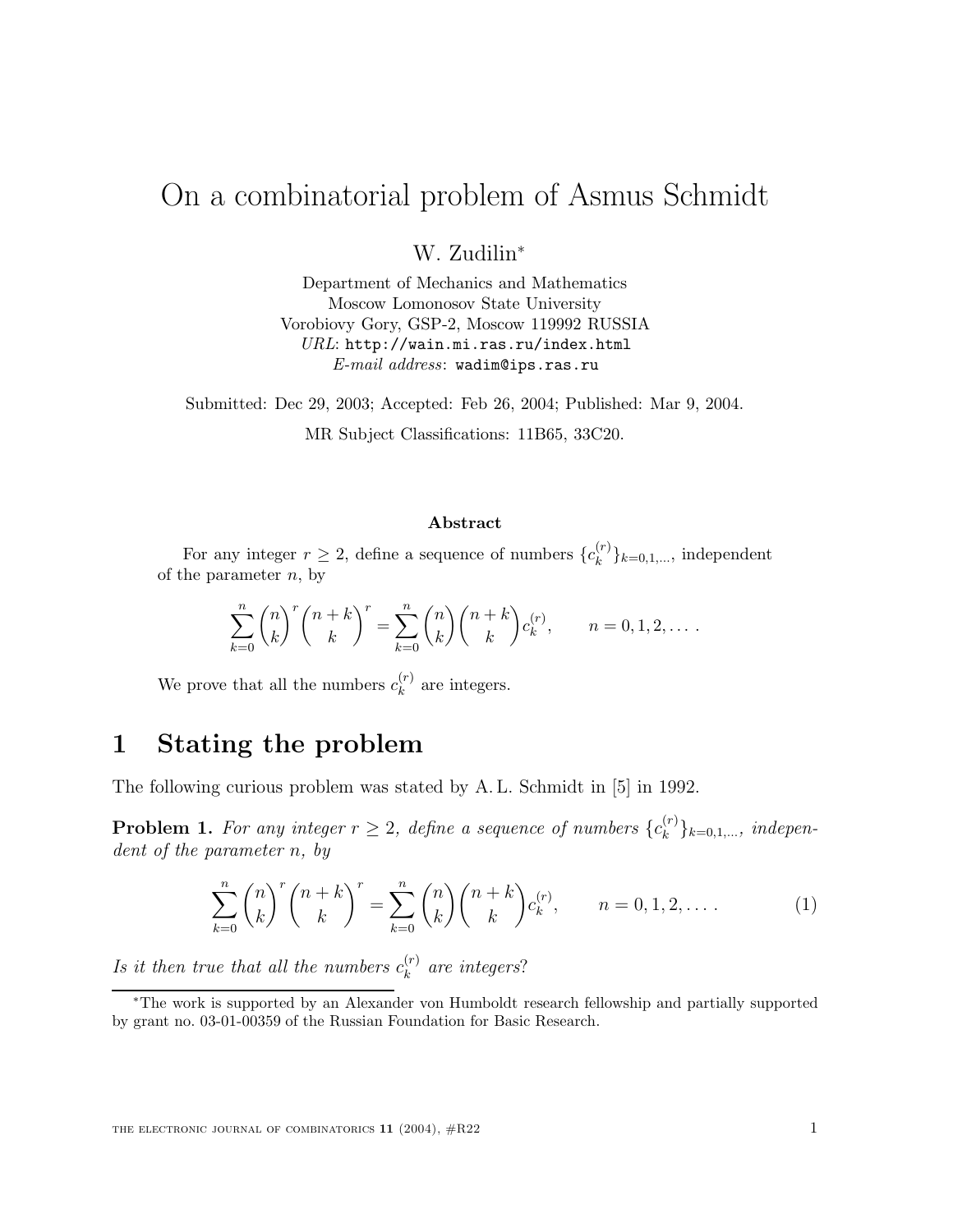# On a combinatorial problem of Asmus Schmidt

W. Zudilin*

Department of Mechanics and Mathematics
Moscow Lomonosov State University
Vorobiovy Gory, GSP-2, Moscow 119992 RUSSIA
*URL*: http://wain.mi.ras.ru/index.html
*E-mail address*: wadim@ips.ras.ru

Submitted: Dec 29, 2003; Accepted: Feb 26, 2004; Published: Mar 9, 2004.

MR Subject Classifications: 11B65, 33C20.

**Abstract**

For any integer $r \geq 2$, define a sequence of numbers $\{c_k^{(r)}\}_{k=0,1,\dots}$, independent of the parameter $n$, by

$$\sum_{k=0}^{n} \binom{n}{k}^r \binom{n+k}{k}^r = \sum_{k=0}^{n} \binom{n}{k}\binom{n+k}{k} c_k^{(r)}, \qquad n = 0, 1, 2, \dots .$$

We prove that all the numbers $c_k^{(r)}$ are integers.

## 1 Stating the problem

The following curious problem was stated by A. L. Schmidt in [5] in 1992.

**Problem 1.** *For any integer $r \geq 2$, define a sequence of numbers $\{c_k^{(r)}\}_{k=0,1,\dots}$, independent of the parameter $n$, by*

$$\sum_{k=0}^{n} \binom{n}{k}^r \binom{n+k}{k}^r = \sum_{k=0}^{n} \binom{n}{k}\binom{n+k}{k} c_k^{(r)}, \qquad n = 0, 1, 2, \dots . \tag{1}$$

*Is it then true that all the numbers $c_k^{(r)}$ are integers?*

*The work is supported by an Alexander von Humboldt research fellowship and partially supported by grant no. 03-01-00359 of the Russian Foundation for Basic Research.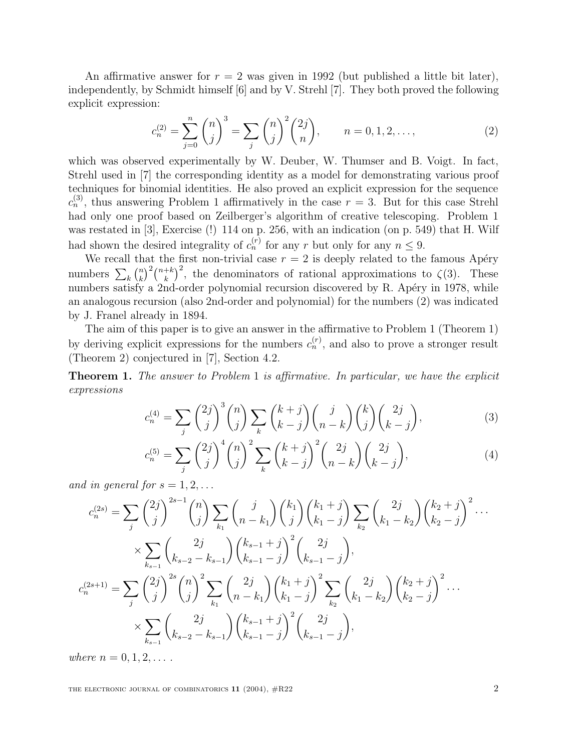An affirmative answer for $r = 2$ was given in 1992 (but published a little bit later), independently, by Schmidt himself [6] and by V. Strehl [7]. They both proved the following explicit expression:

$$c_n^{(2)} = \sum_{j=0}^{n} \binom{n}{j}^3 = \sum_j \binom{n}{j}^2 \binom{2j}{n}, \qquad n = 0, 1, 2, \ldots, \tag{2}$$

which was observed experimentally by W. Deuber, W. Thumser and B. Voigt. In fact, Strehl used in [7] the corresponding identity as a model for demonstrating various proof techniques for binomial identities. He also proved an explicit expression for the sequence $c_n^{(3)}$, thus answering Problem 1 affirmatively in the case $r = 3$. But for this case Strehl had only one proof based on Zeilberger's algorithm of creative telescoping. Problem 1 was restated in [3], Exercise (!) 114 on p. 256, with an indication (on p. 549) that H. Wilf had shown the desired integrality of $c_n^{(r)}$ for any $r$ but only for any $n \le 9$.

We recall that the first non-trivial case $r = 2$ is deeply related to the famous Apéry numbers $\sum_k \binom{n}{k}^2 \binom{n+k}{k}^2$, the denominators of rational approximations to $\zeta(3)$. These numbers satisfy a 2nd-order polynomial recursion discovered by R. Apéry in 1978, while an analogous recursion (also 2nd-order and polynomial) for the numbers (2) was indicated by J. Franel already in 1894.

The aim of this paper is to give an answer in the affirmative to Problem 1 (Theorem 1) by deriving explicit expressions for the numbers $c_n^{(r)}$, and also to prove a stronger result (Theorem 2) conjectured in [7], Section 4.2.

**Theorem 1.** *The answer to Problem* 1 *is affirmative. In particular, we have the explicit expressions*

$$c_n^{(4)} = \sum_j \binom{2j}{j}^3 \binom{n}{j} \sum_k \binom{k+j}{k-j} \binom{j}{n-k} \binom{k}{j} \binom{2j}{k-j}, \tag{3}$$

$$c_n^{(5)} = \sum_j \binom{2j}{j}^4 \binom{n}{j}^2 \sum_k \binom{k+j}{k-j}^2 \binom{2j}{n-k} \binom{2j}{k-j}, \tag{4}$$

*and in general for* $s = 1, 2, \ldots$

$$\begin{aligned} c_n^{(2s)} = \sum_j \binom{2j}{j}^{2s-1} \binom{n}{j} \sum_{k_1} \binom{j}{n-k_1} \binom{k_1}{j} \binom{k_1+j}{k_1-j} \sum_{k_2} \binom{2j}{k_1-k_2} \binom{k_2+j}{k_2-j}^2 \cdots \\ \times \sum_{k_{s-1}} \binom{2j}{k_{s-2}-k_{s-1}} \binom{k_{s-1}+j}{k_{s-1}-j}^2 \binom{2j}{k_{s-1}-j}, \end{aligned}$$

$$\begin{aligned} c_n^{(2s+1)} = \sum_j \binom{2j}{j}^{2s} \binom{n}{j}^2 \sum_{k_1} \binom{2j}{n-k_1} \binom{k_1+j}{k_1-j}^2 \sum_{k_2} \binom{2j}{k_1-k_2} \binom{k_2+j}{k_2-j}^2 \cdots \\ \times \sum_{k_{s-1}} \binom{2j}{k_{s-2}-k_{s-1}} \binom{k_{s-1}+j}{k_{s-1}-j}^2 \binom{2j}{k_{s-1}-j}, \end{aligned}$$

*where* $n = 0, 1, 2, \ldots$ .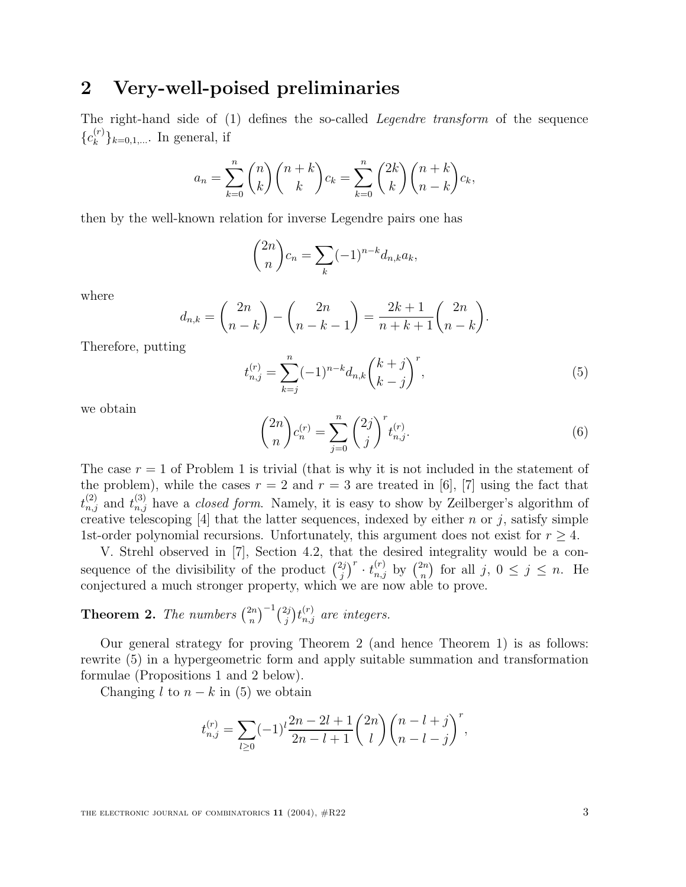## 2 Very-well-poised preliminaries

The right-hand side of (1) defines the so-called *Legendre transform* of the sequence $\{c_k^{(r)}\}_{k=0,1,\ldots}$. In general, if

$$a_n = \sum_{k=0}^{n} \binom{n}{k}\binom{n+k}{k} c_k = \sum_{k=0}^{n} \binom{2k}{k}\binom{n+k}{n-k} c_k,$$

then by the well-known relation for inverse Legendre pairs one has

$$\binom{2n}{n} c_n = \sum_k (-1)^{n-k} d_{n,k} a_k,$$

where

$$d_{n,k} = \binom{2n}{n-k} - \binom{2n}{n-k-1} = \frac{2k+1}{n+k+1}\binom{2n}{n-k}.$$

Therefore, putting

$$t_{n,j}^{(r)} = \sum_{k=j}^{n} (-1)^{n-k} d_{n,k} \binom{k+j}{k-j}^r, \tag{5}$$

we obtain

$$\binom{2n}{n} c_n^{(r)} = \sum_{j=0}^{n} \binom{2j}{j}^r t_{n,j}^{(r)}. \tag{6}$$

The case $r=1$ of Problem 1 is trivial (that is why it is not included in the statement of the problem), while the cases $r=2$ and $r=3$ are treated in [6], [7] using the fact that $t_{n,j}^{(2)}$ and $t_{n,j}^{(3)}$ have a *closed form*. Namely, it is easy to show by Zeilberger's algorithm of creative telescoping [4] that the latter sequences, indexed by either $n$ or $j$, satisfy simple 1st-order polynomial recursions. Unfortunately, this argument does not exist for $r \ge 4$.

V. Strehl observed in [7], Section 4.2, that the desired integrality would be a consequence of the divisibility of the product $\binom{2j}{j}^r \cdot t_{n,j}^{(r)}$ by $\binom{2n}{n}$ for all $j$, $0 \le j \le n$. He conjectured a much stronger property, which we are now able to prove.

**Theorem 2.** *The numbers $\binom{2n}{n}^{-1}\binom{2j}{j} t_{n,j}^{(r)}$ are integers.*

Our general strategy for proving Theorem 2 (and hence Theorem 1) is as follows: rewrite (5) in a hypergeometric form and apply suitable summation and transformation formulae (Propositions 1 and 2 below).

Changing $l$ to $n-k$ in (5) we obtain

$$t_{n,j}^{(r)} = \sum_{l \ge 0} (-1)^l \frac{2n-2l+1}{2n-l+1} \binom{2n}{l} \binom{n-l+j}{n-l-j}^r,$$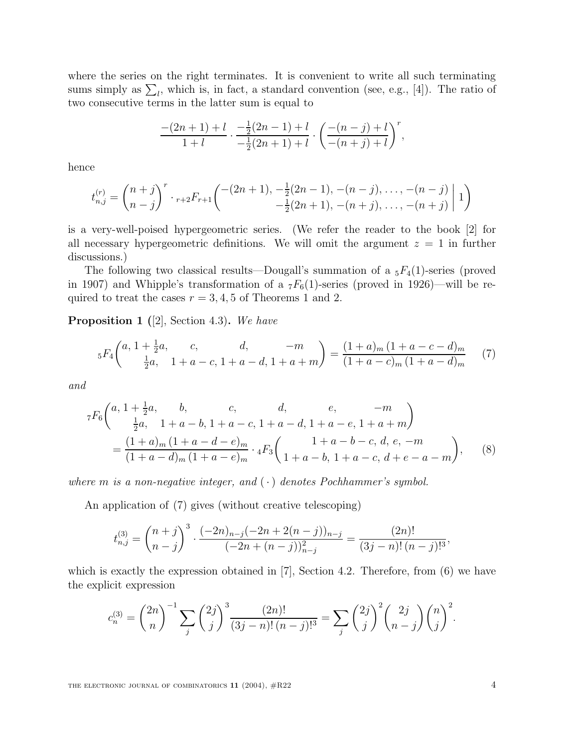where the series on the right terminates. It is convenient to write all such terminating sums simply as $\sum_l$, which is, in fact, a standard convention (see, e.g., [4]). The ratio of two consecutive terms in the latter sum is equal to

$$\frac{-(2n+1)+l}{1+l}\cdot\frac{-\frac{1}{2}(2n-1)+l}{-\frac{1}{2}(2n+1)+l}\cdot\left(\frac{-(n-j)+l}{-(n+j)+l}\right)^r,$$

hence

$$t_{n,j}^{(r)}=\binom{n+j}{n-j}^r\cdot{}_{r+2}F_{r+1}\left(\begin{matrix}-(2n+1),\,-\frac{1}{2}(2n-1),\,-(n-j),\,\dots,\,-(n-j)\\ -\frac{1}{2}(2n+1),\,-(n+j),\,\dots,\,-(n+j)\end{matrix}\;\middle|\;1\right)$$

is a very-well-poised hypergeometric series. (We refer the reader to the book [2] for all necessary hypergeometric definitions. We will omit the argument $z=1$ in further discussions.)

The following two classical results—Dougall's summation of a ${}_5F_4(1)$-series (proved in 1907) and Whipple's transformation of a ${}_7F_6(1)$-series (proved in 1926)—will be required to treat the cases $r=3,4,5$ of Theorems 1 and 2.

**Proposition 1** ([2], Section 4.3)**.** *We have*

$${}_5F_4\left(\begin{matrix}a,\,1+\frac{1}{2}a,\,c,\,d,\,-m\\ \frac{1}{2}a,\,1+a-c,\,1+a-d,\,1+a+m\end{matrix}\right)=\frac{(1+a)_m\,(1+a-c-d)_m}{(1+a-c)_m\,(1+a-d)_m}\tag{7}$$

*and*

$$\begin{aligned}&{}_7F_6\left(\begin{matrix}a,\,1+\frac{1}{2}a,\,b,\,c,\,d,\,e,\,-m\\ \frac{1}{2}a,\,1+a-b,\,1+a-c,\,1+a-d,\,1+a-e,\,1+a+m\end{matrix}\right)\\ &\qquad=\frac{(1+a)_m\,(1+a-d-e)_m}{(1+a-d)_m\,(1+a-e)_m}\cdot{}_4F_3\left(\begin{matrix}1+a-b-c,\,d,\,e,\,-m\\ 1+a-b,\,1+a-c,\,d+e-a-m\end{matrix}\right),\end{aligned}\tag{8}$$

*where $m$ is a non-negative integer, and $(\,\cdot\,)$ denotes Pochhammer's symbol.*

An application of (7) gives (without creative telescoping)

$$t_{n,j}^{(3)}=\binom{n+j}{n-j}^3\cdot\frac{(-2n)_{n-j}(-2n+2(n-j))_{n-j}}{(-2n+(n-j))_{n-j}^2}=\frac{(2n)!}{(3j-n)!\,(n-j)!^3},$$

which is exactly the expression obtained in [7], Section 4.2. Therefore, from (6) we have the explicit expression

$$c_n^{(3)}=\binom{2n}{n}^{-1}\sum_j\binom{2j}{j}^3\frac{(2n)!}{(3j-n)!\,(n-j)!^3}=\sum_j\binom{2j}{j}^2\binom{2j}{n-j}\binom{n}{j}^2.$$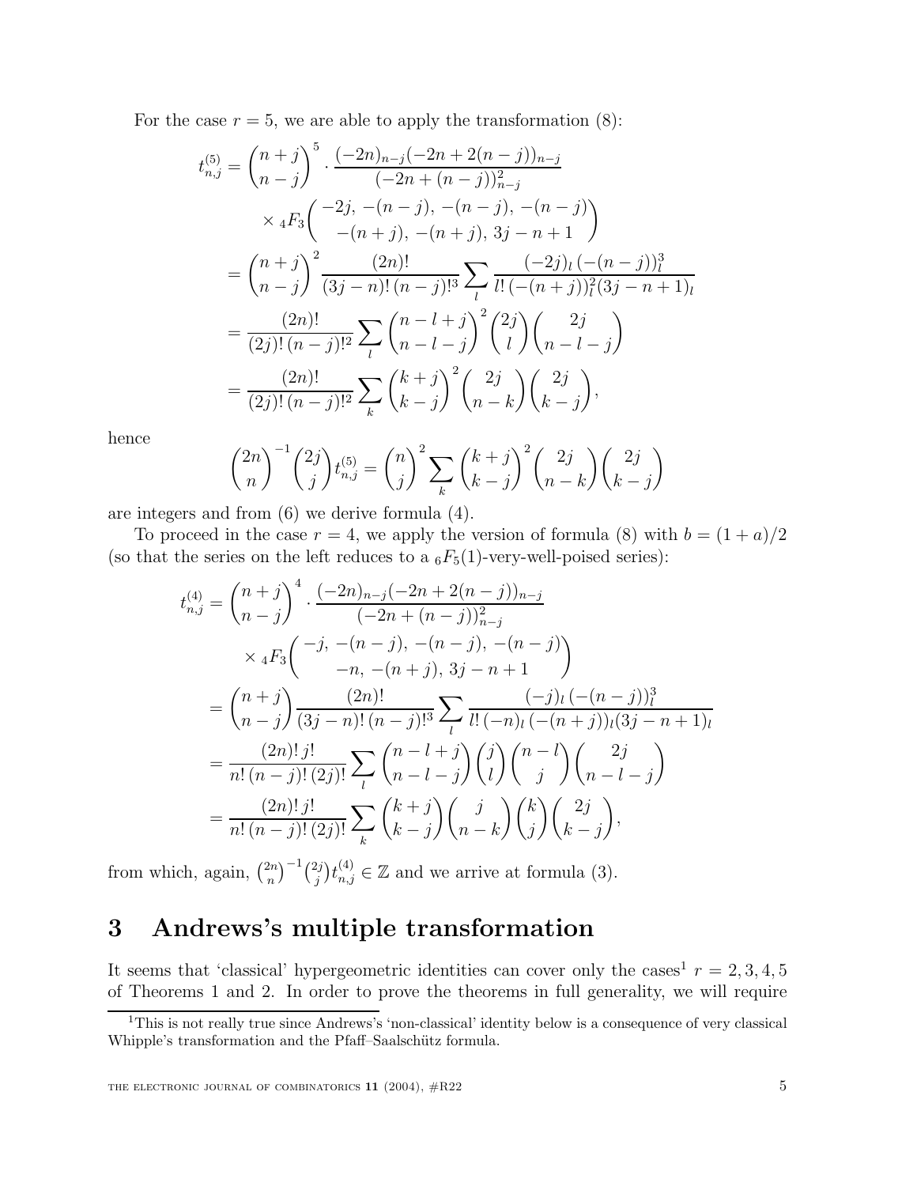For the case $r = 5$, we are able to apply the transformation (8):

$$
\begin{aligned}
t_{n,j}^{(5)} &= \binom{n+j}{n-j}^5 \cdot \frac{(-2n)_{n-j}(-2n+2(n-j))_{n-j}}{(-2n+(n-j))_{n-j}^2} \\
&\quad \times {}_4F_3\left( \begin{matrix} -2j,\, -(n-j),\, -(n-j),\, -(n-j) \\ -(n+j),\, -(n+j),\, 3j-n+1 \end{matrix} \right) \\
&= \binom{n+j}{n-j}^2 \frac{(2n)!}{(3j-n)!\,(n-j)!^3} \sum_l \frac{(-2j)_l\,(-(n-j))_l^3}{l!\,(-(n+j))_l^2 (3j-n+1)_l} \\
&= \frac{(2n)!}{(2j)!\,(n-j)!^2} \sum_l \binom{n-l+j}{n-l-j}^2 \binom{2j}{l} \binom{2j}{n-l-j} \\
&= \frac{(2n)!}{(2j)!\,(n-j)!^2} \sum_k \binom{k+j}{k-j}^2 \binom{2j}{n-k} \binom{2j}{k-j},
\end{aligned}
$$

hence

$$
\binom{2n}{n}^{-1} \binom{2j}{j} t_{n,j}^{(5)} = \binom{n}{j}^2 \sum_k \binom{k+j}{k-j}^2 \binom{2j}{n-k} \binom{2j}{k-j}
$$

are integers and from (6) we derive formula (4).

To proceed in the case $r = 4$, we apply the version of formula (8) with $b = (1+a)/2$ (so that the series on the left reduces to a ${}_6F_5(1)$-very-well-poised series):

$$
\begin{aligned}
t_{n,j}^{(4)} &= \binom{n+j}{n-j}^4 \cdot \frac{(-2n)_{n-j}(-2n+2(n-j))_{n-j}}{(-2n+(n-j))_{n-j}^2} \\
&\quad \times {}_4F_3\left( \begin{matrix} -j,\, -(n-j),\, -(n-j),\, -(n-j) \\ -n,\, -(n+j),\, 3j-n+1 \end{matrix} \right) \\
&= \binom{n+j}{n-j} \frac{(2n)!}{(3j-n)!\,(n-j)!^3} \sum_l \frac{(-j)_l\,(-(n-j))_l^3}{l!\,(-n)_l\,(-(n+j))_l (3j-n+1)_l} \\
&= \frac{(2n)!\,j!}{n!\,(n-j)!\,(2j)!} \sum_l \binom{n-l+j}{n-l-j} \binom{j}{l} \binom{n-l}{j} \binom{2j}{n-l-j} \\
&= \frac{(2n)!\,j!}{n!\,(n-j)!\,(2j)!} \sum_k \binom{k+j}{k-j} \binom{j}{n-k} \binom{k}{j} \binom{2j}{k-j},
\end{aligned}
$$

from which, again, $\binom{2n}{n}^{-1}\binom{2j}{j} t_{n,j}^{(4)} \in \mathbb{Z}$ and we arrive at formula (3).

## 3 Andrews's multiple transformation

It seems that 'classical' hypergeometric identities can cover only the cases[1] $r = 2, 3, 4, 5$ of Theorems 1 and 2. In order to prove the theorems in full generality, we will require

[1] This is not really true since Andrews's 'non-classical' identity below is a consequence of very classical Whipple's transformation and the Pfaff–Saalschütz formula.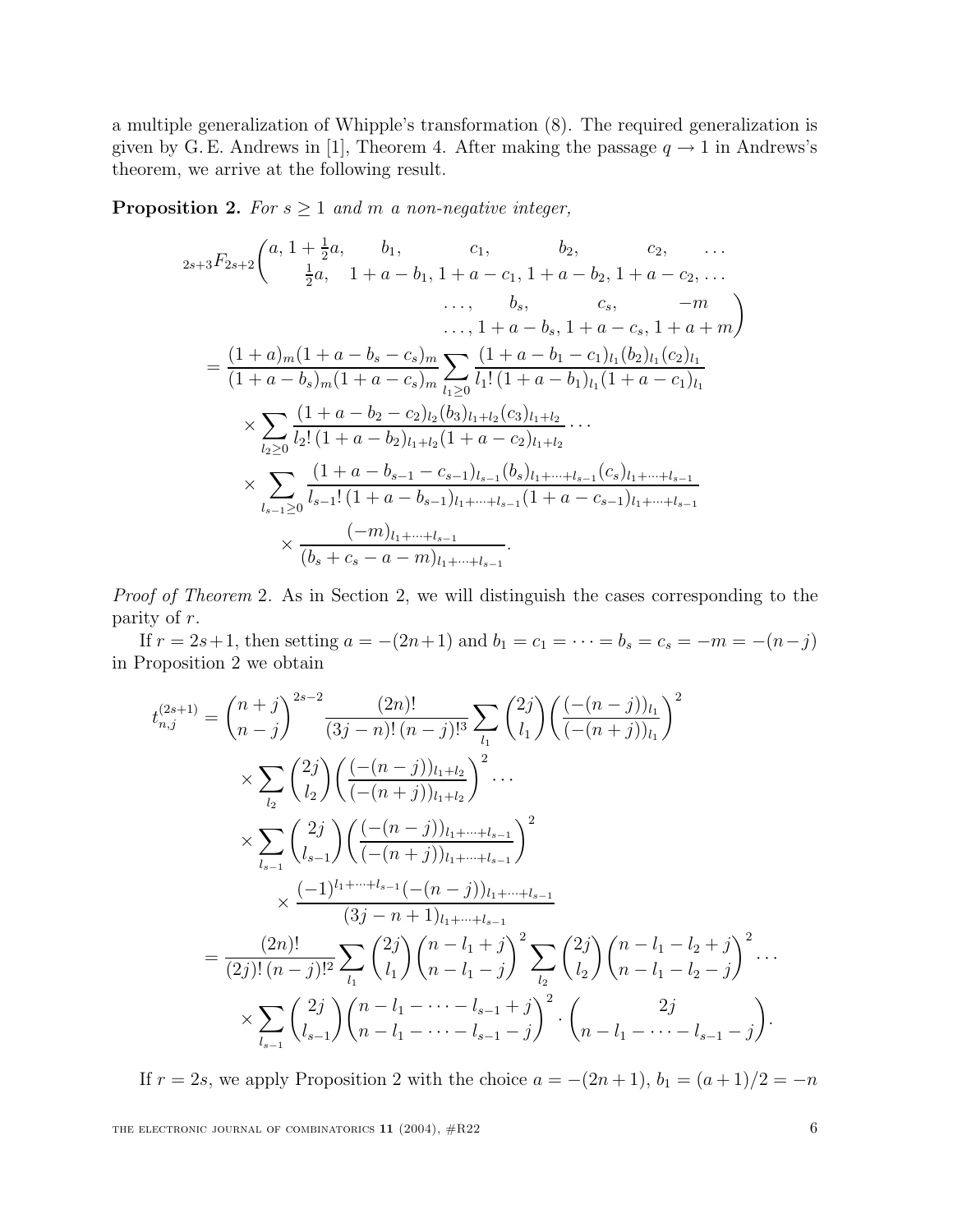a multiple generalization of Whipple's transformation (8). The required generalization is given by G. E. Andrews in [1], Theorem 4. After making the passage $q \to 1$ in Andrews's theorem, we arrive at the following result.

**Proposition 2.** *For $s \geq 1$ and $m$ a non-negative integer,*

$$
\begin{aligned}
&{}_{2s+3}F_{2s+2}\left(\begin{matrix} a, 1+\frac{1}{2}a, & b_1, & c_1, & b_2, & c_2, & \dots \\ \frac{1}{2}a, & 1+a-b_1, & 1+a-c_1, & 1+a-b_2, & 1+a-c_2, & \dots \end{matrix}\right. \\
&\qquad\qquad\qquad\qquad\qquad \left.\begin{matrix} \dots, & b_s, & c_s, & -m \\ \dots, & 1+a-b_s, & 1+a-c_s, & 1+a+m \end{matrix}\right) \\
&= \frac{(1+a)_m(1+a-b_s-c_s)_m}{(1+a-b_s)_m(1+a-c_s)_m} \sum_{l_1 \geq 0} \frac{(1+a-b_1-c_1)_{l_1}(b_2)_{l_1}(c_2)_{l_1}}{l_1!\,(1+a-b_1)_{l_1}(1+a-c_1)_{l_1}} \\
&\quad \times \sum_{l_2 \geq 0} \frac{(1+a-b_2-c_2)_{l_2}(b_3)_{l_1+l_2}(c_3)_{l_1+l_2}}{l_2!\,(1+a-b_2)_{l_1+l_2}(1+a-c_2)_{l_1+l_2}} \cdots \\
&\quad \times \sum_{l_{s-1} \geq 0} \frac{(1+a-b_{s-1}-c_{s-1})_{l_{s-1}}(b_s)_{l_1+\dots+l_{s-1}}(c_s)_{l_1+\dots+l_{s-1}}}{l_{s-1}!\,(1+a-b_{s-1})_{l_1+\dots+l_{s-1}}(1+a-c_{s-1})_{l_1+\dots+l_{s-1}}} \\
&\qquad \times \frac{(-m)_{l_1+\dots+l_{s-1}}}{(b_s+c_s-a-m)_{l_1+\dots+l_{s-1}}}.
\end{aligned}
$$

*Proof of Theorem* 2. As in Section 2, we will distinguish the cases corresponding to the parity of $r$.

If $r = 2s+1$, then setting $a = -(2n+1)$ and $b_1 = c_1 = \dots = b_s = c_s = -m = -(n-j)$ in Proposition 2 we obtain

$$
\begin{aligned}
t_{n,j}^{(2s+1)} &= \binom{n+j}{n-j}^{2s-2} \frac{(2n)!}{(3j-n)!\,(n-j)!^3} \sum_{l_1} \binom{2j}{l_1} \left( \frac{(-(n-j))_{l_1}}{(-(n+j))_{l_1}} \right)^2 \\
&\quad \times \sum_{l_2} \binom{2j}{l_2} \left( \frac{(-(n-j))_{l_1+l_2}}{(-(n+j))_{l_1+l_2}} \right)^2 \cdots \\
&\quad \times \sum_{l_{s-1}} \binom{2j}{l_{s-1}} \left( \frac{(-(n-j))_{l_1+\dots+l_{s-1}}}{(-(n+j))_{l_1+\dots+l_{s-1}}} \right)^2 \\
&\qquad \times \frac{(-1)^{l_1+\dots+l_{s-1}}(-(n-j))_{l_1+\dots+l_{s-1}}}{(3j-n+1)_{l_1+\dots+l_{s-1}}} \\
&= \frac{(2n)!}{(2j)!\,(n-j)!^2} \sum_{l_1} \binom{2j}{l_1} \binom{n-l_1+j}{n-l_1-j}^2 \sum_{l_2} \binom{2j}{l_2} \binom{n-l_1-l_2+j}{n-l_1-l_2-j}^2 \cdots \\
&\quad \times \sum_{l_{s-1}} \binom{2j}{l_{s-1}} \binom{n-l_1-\dots-l_{s-1}+j}{n-l_1-\dots-l_{s-1}-j}^2 \cdot \binom{2j}{n-l_1-\dots-l_{s-1}-j}.
\end{aligned}
$$

If $r = 2s$, we apply Proposition 2 with the choice $a = -(2n+1)$, $b_1 = (a+1)/2 = -n$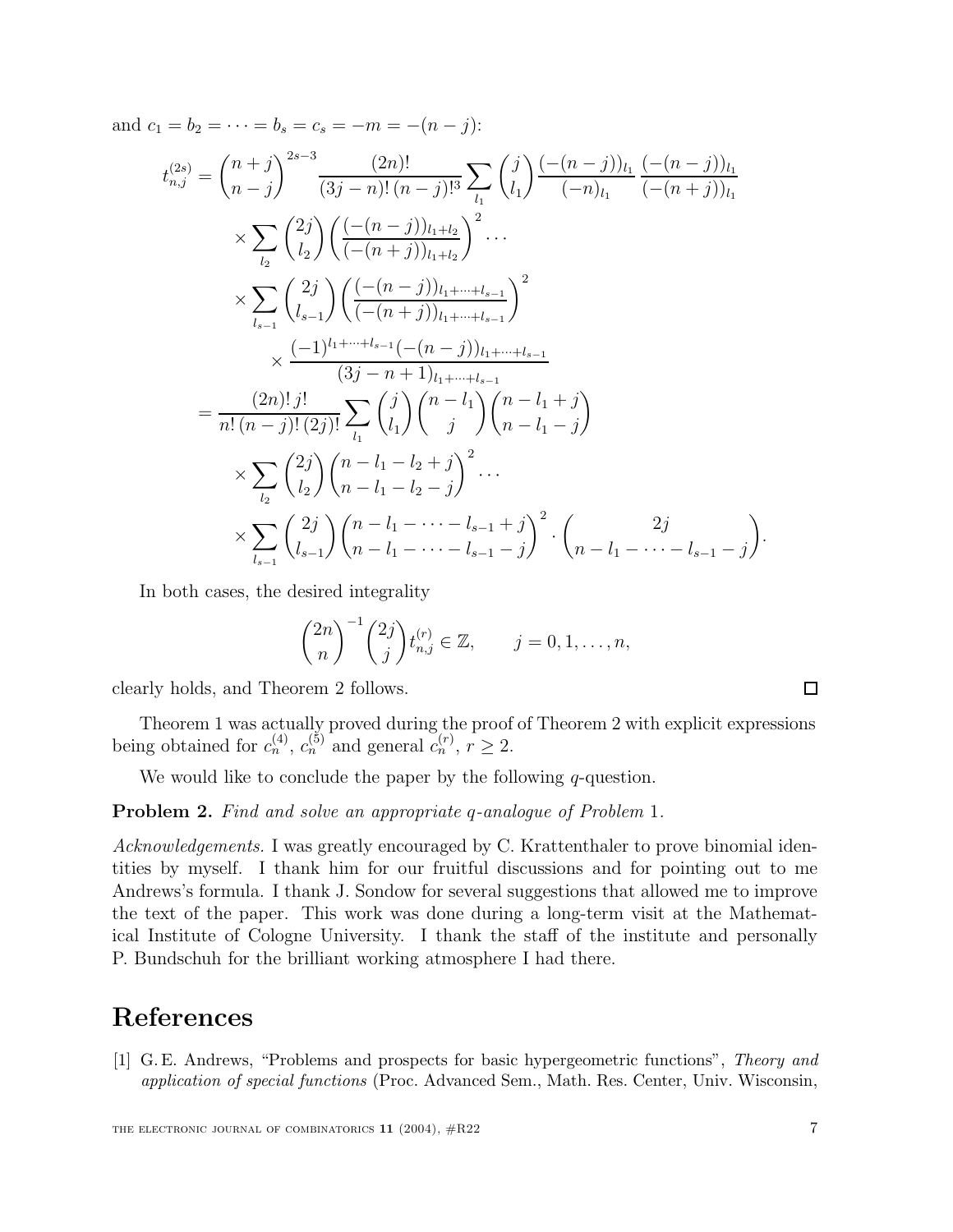and $c_1 = b_2 = \cdots = b_s = c_s = -m = -(n-j)$:

$$
\begin{aligned}
t_{n,j}^{(2s)} &= \binom{n+j}{n-j}^{2s-3} \frac{(2n)!}{(3j-n)!\,(n-j)!^3} \sum_{l_1} \binom{j}{l_1} \frac{(-(n-j))_{l_1}}{(-n)_{l_1}} \frac{(-(n-j))_{l_1}}{(-(n+j))_{l_1}} \\
&\quad \times \sum_{l_2} \binom{2j}{l_2} \left( \frac{(-(n-j))_{l_1+l_2}}{(-(n+j))_{l_1+l_2}} \right)^2 \cdots \\
&\quad \times \sum_{l_{s-1}} \binom{2j}{l_{s-1}} \left( \frac{(-(n-j))_{l_1+\cdots+l_{s-1}}}{(-(n+j))_{l_1+\cdots+l_{s-1}}} \right)^2 \\
&\qquad \times \frac{(-1)^{l_1+\cdots+l_{s-1}}(-(n-j))_{l_1+\cdots+l_{s-1}}}{(3j-n+1)_{l_1+\cdots+l_{s-1}}} \\
&= \frac{(2n)!\,j!}{n!\,(n-j)!\,(2j)!} \sum_{l_1} \binom{j}{l_1} \binom{n-l_1}{j} \binom{n-l_1+j}{n-l_1-j} \\
&\quad \times \sum_{l_2} \binom{2j}{l_2} \binom{n-l_1-l_2+j}{n-l_1-l_2-j}^2 \cdots \\
&\quad \times \sum_{l_{s-1}} \binom{2j}{l_{s-1}} \binom{n-l_1-\cdots-l_{s-1}+j}{n-l_1-\cdots-l_{s-1}-j}^2 \cdot \binom{2j}{n-l_1-\cdots-l_{s-1}-j}.
\end{aligned}
$$

In both cases, the desired integrality

$$
\binom{2n}{n}^{-1} \binom{2j}{j} t_{n,j}^{(r)} \in \mathbb{Z}, \qquad j = 0, 1, \ldots, n,
$$

clearly holds, and Theorem 2 follows. □

Theorem 1 was actually proved during the proof of Theorem 2 with explicit expressions being obtained for $c_n^{(4)}$, $c_n^{(5)}$ and general $c_n^{(r)}$, $r \ge 2$.

We would like to conclude the paper by the following $q$-question.

**Problem 2.** *Find and solve an appropriate $q$-analogue of Problem* 1.

*Acknowledgements.* I was greatly encouraged by C. Krattenthaler to prove binomial identities by myself. I thank him for our fruitful discussions and for pointing out to me Andrews's formula. I thank J. Sondow for several suggestions that allowed me to improve the text of the paper. This work was done during a long-term visit at the Mathematical Institute of Cologne University. I thank the staff of the institute and personally P. Bundschuh for the brilliant working atmosphere I had there.

# References

[1] G. E. Andrews, "Problems and prospects for basic hypergeometric functions", *Theory and application of special functions* (Proc. Advanced Sem., Math. Res. Center, Univ. Wisconsin,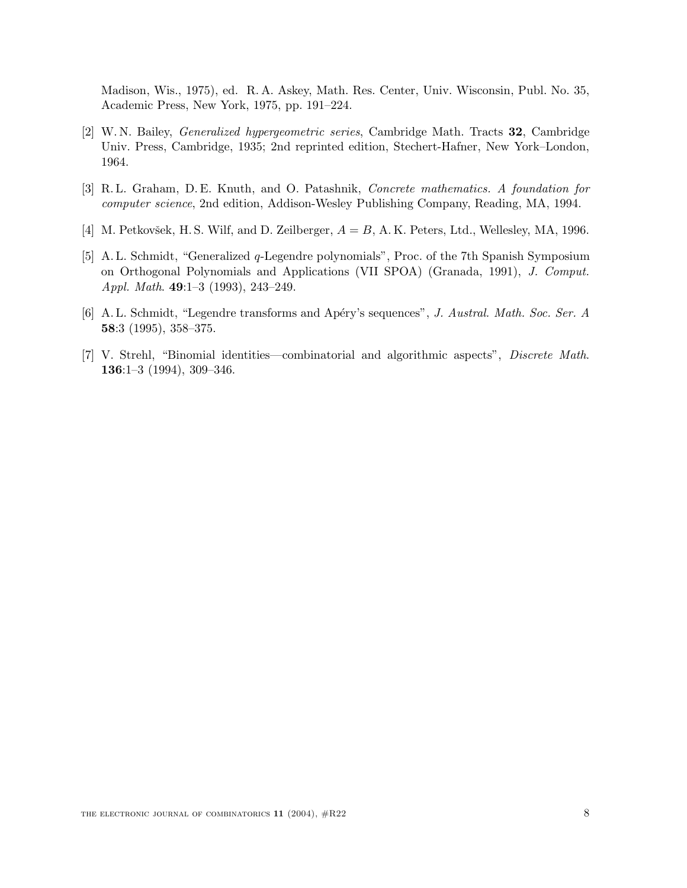Madison, Wis., 1975), ed. R. A. Askey, Math. Res. Center, Univ. Wisconsin, Publ. No. 35, Academic Press, New York, 1975, pp. 191–224.

[2] W. N. Bailey, *Generalized hypergeometric series*, Cambridge Math. Tracts **32**, Cambridge Univ. Press, Cambridge, 1935; 2nd reprinted edition, Stechert-Hafner, New York–London, 1964.

[3] R. L. Graham, D. E. Knuth, and O. Patashnik, *Concrete mathematics. A foundation for computer science*, 2nd edition, Addison-Wesley Publishing Company, Reading, MA, 1994.

[4] M. Petkovšek, H. S. Wilf, and D. Zeilberger, $A = B$, A. K. Peters, Ltd., Wellesley, MA, 1996.

[5] A. L. Schmidt, "Generalized $q$-Legendre polynomials", Proc. of the 7th Spanish Symposium on Orthogonal Polynomials and Applications (VII SPOA) (Granada, 1991), *J. Comput. Appl. Math.* **49**:1–3 (1993), 243–249.

[6] A. L. Schmidt, "Legendre transforms and Apéry's sequences", *J. Austral. Math. Soc. Ser. A* **58**:3 (1995), 358–375.

[7] V. Strehl, "Binomial identities—combinatorial and algorithmic aspects", *Discrete Math.* **136**:1–3 (1994), 309–346.